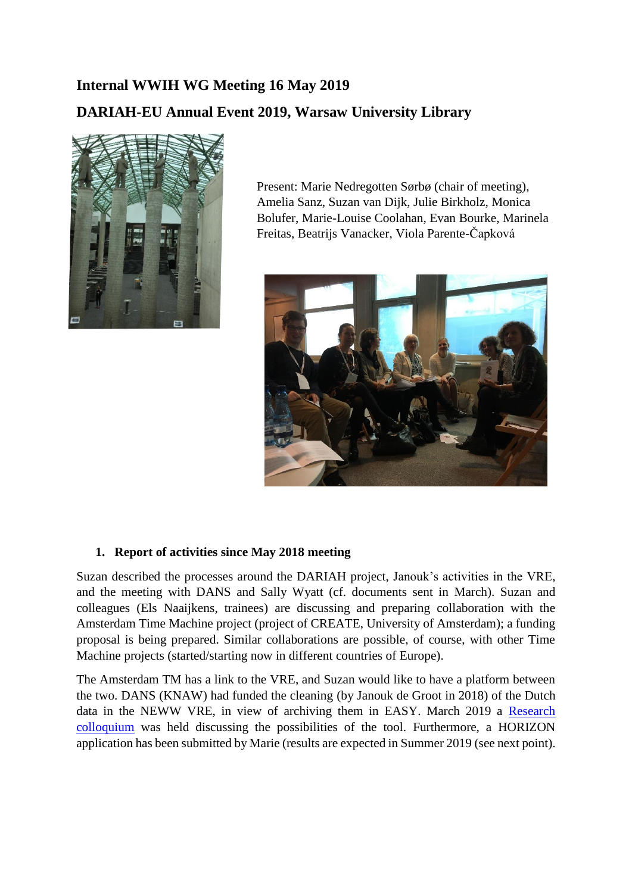# Internal WWIH WG Meeting 16 May 2019

## DARIAH-EU Annual Event 2019, Warsaw University Library

Present: Marie Nedregotten Sørbø (chair of meeting), Amelia Sanz, Suzan van Dijk, Julie Birkholz, Monica Bolufer, Marie-Louise Coolahan, Evan Bourke, Marinela Freitas, Beatrijs Vanacker, Viola Parente-Čapková

1. **Report of activities since May 2018 meeting**

Suzan described the processes around the DARIAH project, Janouk's activities in the VRE, and the meeting with DANS and Sally Wyatt (cf. documents sent in March). Suzan and colleagues (Els Naaijkens, trainees) are discussing and preparing collaboration with the Amsterdam Time Machine project (project of CREATE, University of Amsterdam); a funding proposal is being prepared. Similar collaborations are possible, of course, with other Time Machine projects (started/starting now in different countries of Europe).

The Amsterdam TM has a link to the VRE, and Suzan would like to have a platform between the two. DANS (KNAW) had funded the cleaning (by Janouk de Groot in 2018) of the Dutch data in the NEWW VRE, in view of archiving them in EASY. March 2019 a Research colloquium was held discussing the possibilities of the tool. Furthermore, a HORIZON application has been submitted by Marie (results are expected in Summer 2019 (see next point).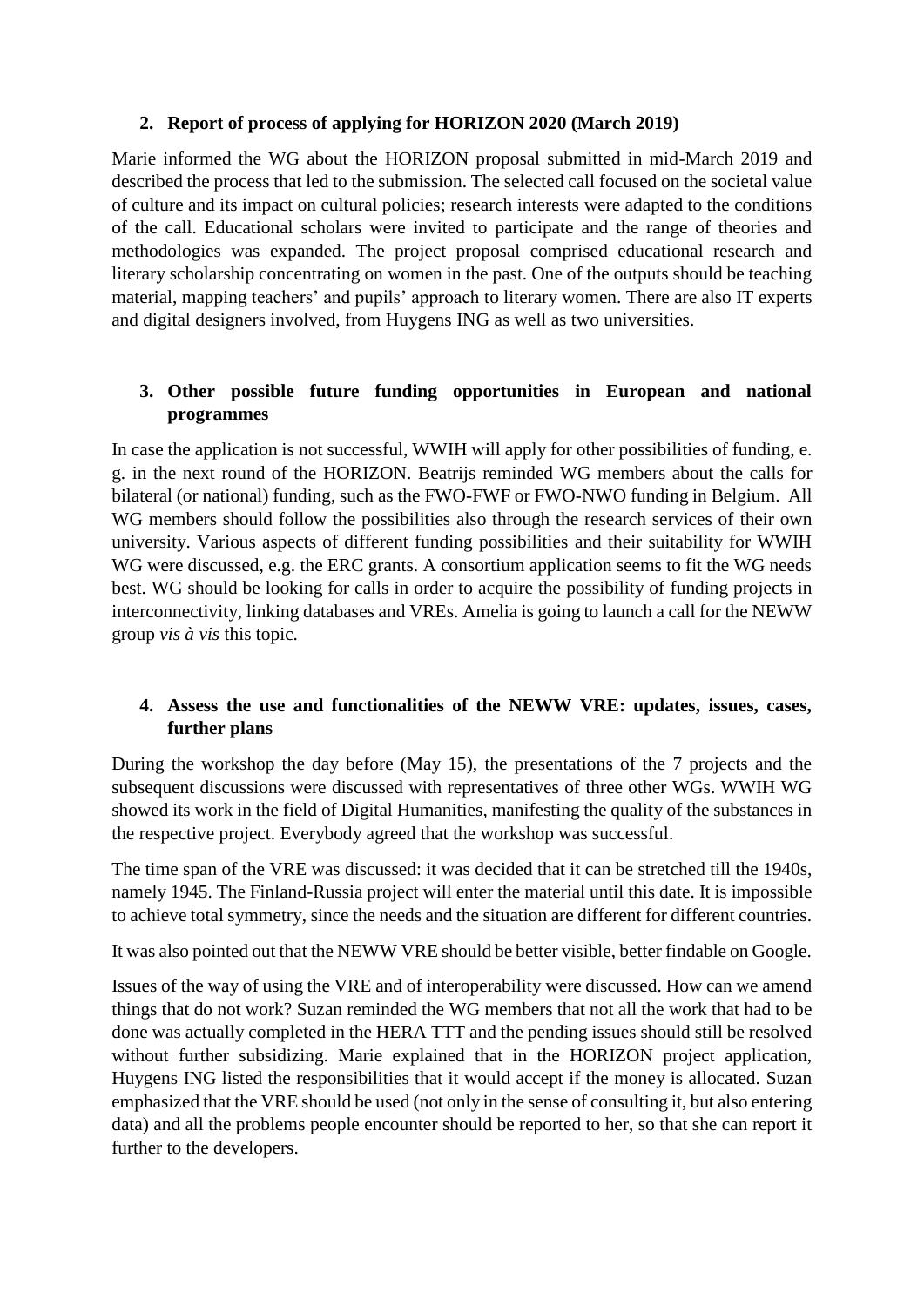2. **Report of process of applying for HORIZON 2020 (March 2019)**

Marie informed the WG about the HORIZON proposal submitted in mid-March 2019 and described the process that led to the submission. The selected call focused on the societal value of culture and its impact on cultural policies; research interests were adapted to the conditions of the call. Educational scholars were invited to participate and the range of theories and methodologies was expanded. The project proposal comprised educational research and literary scholarship concentrating on women in the past. One of the outputs should be teaching material, mapping teachers' and pupils' approach to literary women. There are also IT experts and digital designers involved, from Huygens ING as well as two universities.

3. **Other possible future funding opportunities in European and national programmes**

In case the application is not successful, WWIH will apply for other possibilities of funding, e. g. in the next round of the HORIZON. Beatrijs reminded WG members about the calls for bilateral (or national) funding, such as the FWO-FWF or FWO-NWO funding in Belgium. All WG members should follow the possibilities also through the research services of their own university. Various aspects of different funding possibilities and their suitability for WWIH WG were discussed, e.g. the ERC grants. A consortium application seems to fit the WG needs best. WG should be looking for calls in order to acquire the possibility of funding projects in interconnectivity, linking databases and VREs. Amelia is going to launch a call for the NEWW group *vis à vis* this topic.

4. **Assess the use and functionalities of the NEWW VRE: updates, issues, cases, further plans**

During the workshop the day before (May 15), the presentations of the 7 projects and the subsequent discussions were discussed with representatives of three other WGs. WWIH WG showed its work in the field of Digital Humanities, manifesting the quality of the substances in the respective project. Everybody agreed that the workshop was successful.

The time span of the VRE was discussed: it was decided that it can be stretched till the 1940s, namely 1945. The Finland-Russia project will enter the material until this date. It is impossible to achieve total symmetry, since the needs and the situation are different for different countries.

It was also pointed out that the NEWW VRE should be better visible, better findable on Google.

Issues of the way of using the VRE and of interoperability were discussed. How can we amend things that do not work? Suzan reminded the WG members that not all the work that had to be done was actually completed in the HERA TTT and the pending issues should still be resolved without further subsidizing. Marie explained that in the HORIZON project application, Huygens ING listed the responsibilities that it would accept if the money is allocated. Suzan emphasized that the VRE should be used (not only in the sense of consulting it, but also entering data) and all the problems people encounter should be reported to her, so that she can report it further to the developers.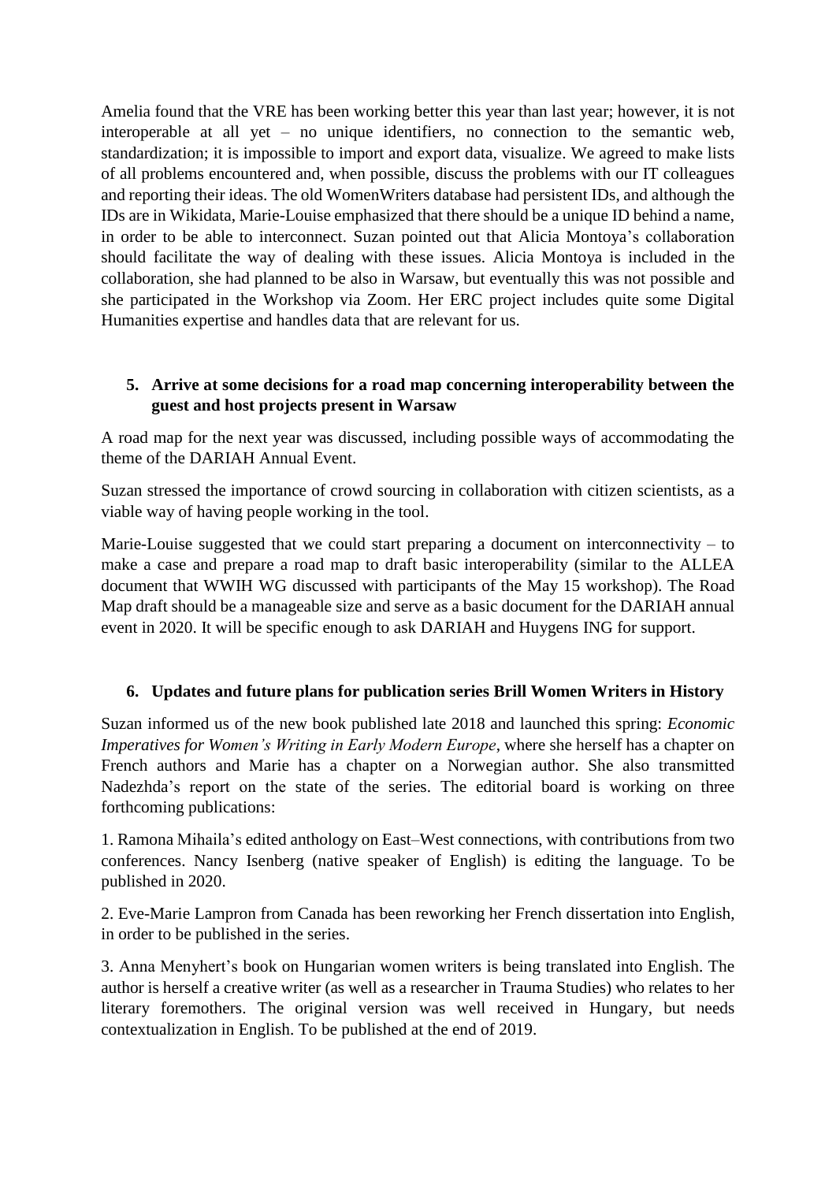Amelia found that the VRE has been working better this year than last year; however, it is not interoperable at all yet – no unique identifiers, no connection to the semantic web, standardization; it is impossible to import and export data, visualize. We agreed to make lists of all problems encountered and, when possible, discuss the problems with our IT colleagues and reporting their ideas. The old WomenWriters database had persistent IDs, and although the IDs are in Wikidata, Marie-Louise emphasized that there should be a unique ID behind a name, in order to be able to interconnect. Suzan pointed out that Alicia Montoya's collaboration should facilitate the way of dealing with these issues. Alicia Montoya is included in the collaboration, she had planned to be also in Warsaw, but eventually this was not possible and she participated in the Workshop via Zoom. Her ERC project includes quite some Digital Humanities expertise and handles data that are relevant for us.

### 5. Arrive at some decisions for a road map concerning interoperability between the guest and host projects present in Warsaw

A road map for the next year was discussed, including possible ways of accommodating the theme of the DARIAH Annual Event.

Suzan stressed the importance of crowd sourcing in collaboration with citizen scientists, as a viable way of having people working in the tool.

Marie-Louise suggested that we could start preparing a document on interconnectivity – to make a case and prepare a road map to draft basic interoperability (similar to the ALLEA document that WWIH WG discussed with participants of the May 15 workshop). The Road Map draft should be a manageable size and serve as a basic document for the DARIAH annual event in 2020. It will be specific enough to ask DARIAH and Huygens ING for support.

### 6. Updates and future plans for publication series Brill Women Writers in History

Suzan informed us of the new book published late 2018 and launched this spring: *Economic Imperatives for Women's Writing in Early Modern Europe*, where she herself has a chapter on French authors and Marie has a chapter on a Norwegian author. She also transmitted Nadezhda's report on the state of the series. The editorial board is working on three forthcoming publications:

1. Ramona Mihaila's edited anthology on East–West connections, with contributions from two conferences. Nancy Isenberg (native speaker of English) is editing the language. To be published in 2020.

2. Eve-Marie Lampron from Canada has been reworking her French dissertation into English, in order to be published in the series.

3. Anna Menyhert's book on Hungarian women writers is being translated into English. The author is herself a creative writer (as well as a researcher in Trauma Studies) who relates to her literary foremothers. The original version was well received in Hungary, but needs contextualization in English. To be published at the end of 2019.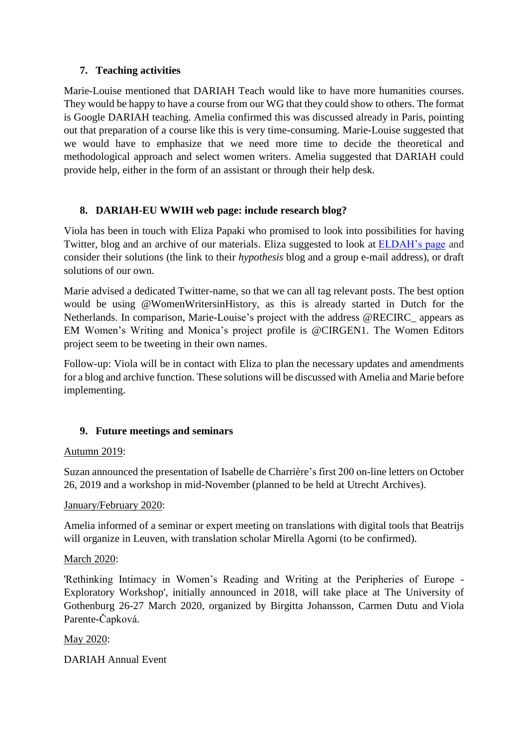## 7. Teaching activities

Marie-Louise mentioned that DARIAH Teach would like to have more humanities courses. They would be happy to have a course from our WG that they could show to others. The format is Google DARIAH teaching. Amelia confirmed this was discussed already in Paris, pointing out that preparation of a course like this is very time-consuming. Marie-Louise suggested that we would have to emphasize that we need more time to decide the theoretical and methodological approach and select women writers. Amelia suggested that DARIAH could provide help, either in the form of an assistant or through their help desk.

## 8. DARIAH-EU WWIH web page: include research blog?

Viola has been in touch with Eliza Papaki who promised to look into possibilities for having Twitter, blog and an archive of our materials. Eliza suggested to look at ELDAH's page and consider their solutions (the link to their *hypothesis* blog and a group e-mail address), or draft solutions of our own.

Marie advised a dedicated Twitter-name, so that we can all tag relevant posts. The best option would be using @WomenWritersinHistory, as this is already started in Dutch for the Netherlands. In comparison, Marie-Louise's project with the address @RECIRC_ appears as EM Women's Writing and Monica's project profile is @CIRGEN1. The Women Editors project seem to be tweeting in their own names.

Follow-up: Viola will be in contact with Eliza to plan the necessary updates and amendments for a blog and archive function. These solutions will be discussed with Amelia and Marie before implementing.

## 9. Future meetings and seminars

Autumn 2019:

Suzan announced the presentation of Isabelle de Charrière's first 200 on-line letters on October 26, 2019 and a workshop in mid-November (planned to be held at Utrecht Archives).

January/February 2020:

Amelia informed of a seminar or expert meeting on translations with digital tools that Beatrijs will organize in Leuven, with translation scholar Mirella Agorni (to be confirmed).

March 2020:

'Rethinking Intimacy in Women's Reading and Writing at the Peripheries of Europe - Exploratory Workshop', initially announced in 2018, will take place at The University of Gothenburg 26-27 March 2020, organized by Birgitta Johansson, Carmen Dutu and Viola Parente-Čapková.

May 2020:

DARIAH Annual Event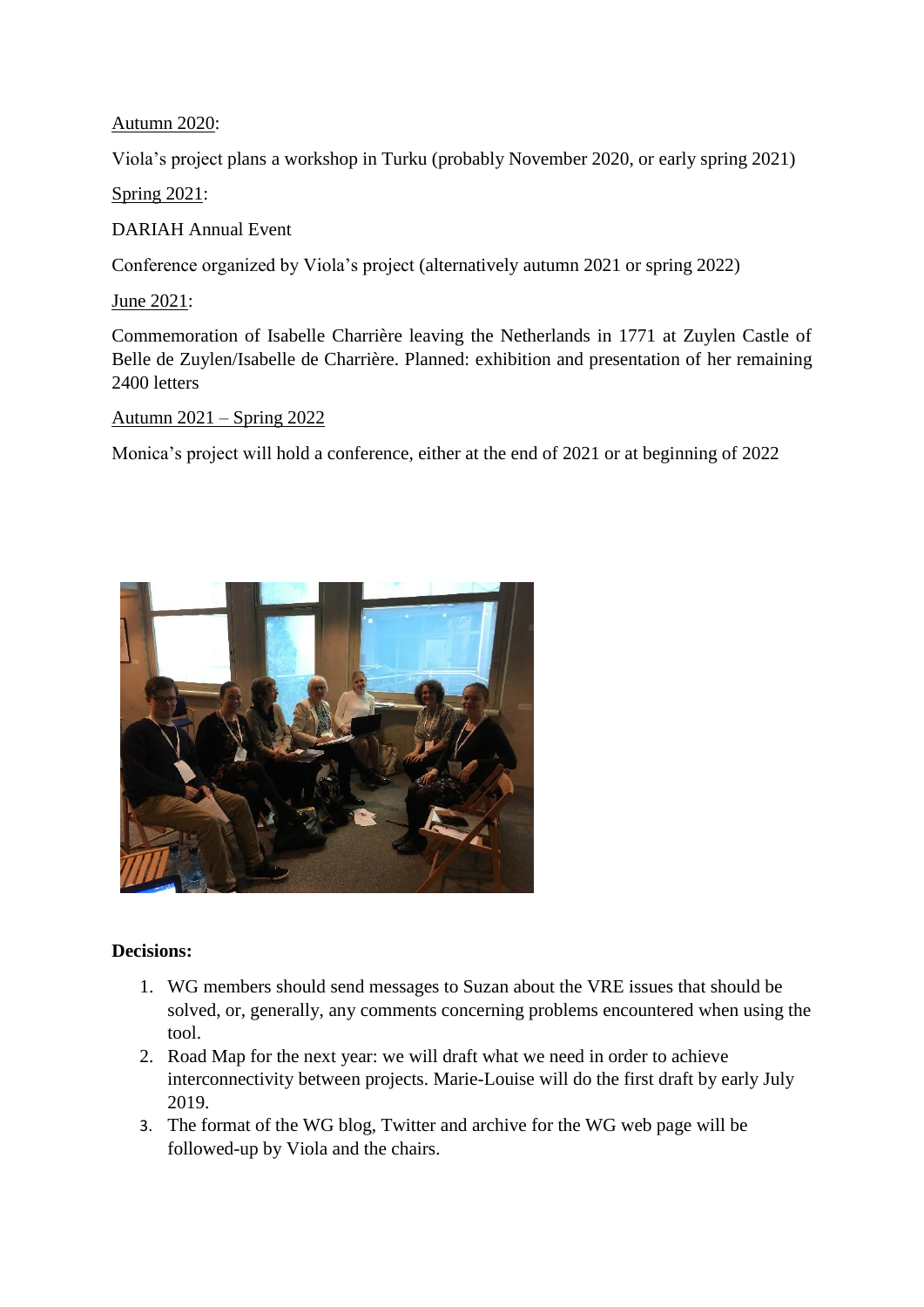Autumn 2020:

Viola's project plans a workshop in Turku (probably November 2020, or early spring 2021)

Spring 2021:

DARIAH Annual Event

Conference organized by Viola's project (alternatively autumn 2021 or spring 2022)

June 2021:

Commemoration of Isabelle Charrière leaving the Netherlands in 1771 at Zuylen Castle of Belle de Zuylen/Isabelle de Charrière. Planned: exhibition and presentation of her remaining 2400 letters

Autumn 2021 – Spring 2022

Monica's project will hold a conference, either at the end of 2021 or at beginning of 2022

**Decisions:**

1. WG members should send messages to Suzan about the VRE issues that should be solved, or, generally, any comments concerning problems encountered when using the tool.
2. Road Map for the next year: we will draft what we need in order to achieve interconnectivity between projects. Marie-Louise will do the first draft by early July 2019.
3. The format of the WG blog, Twitter and archive for the WG web page will be followed-up by Viola and the chairs.